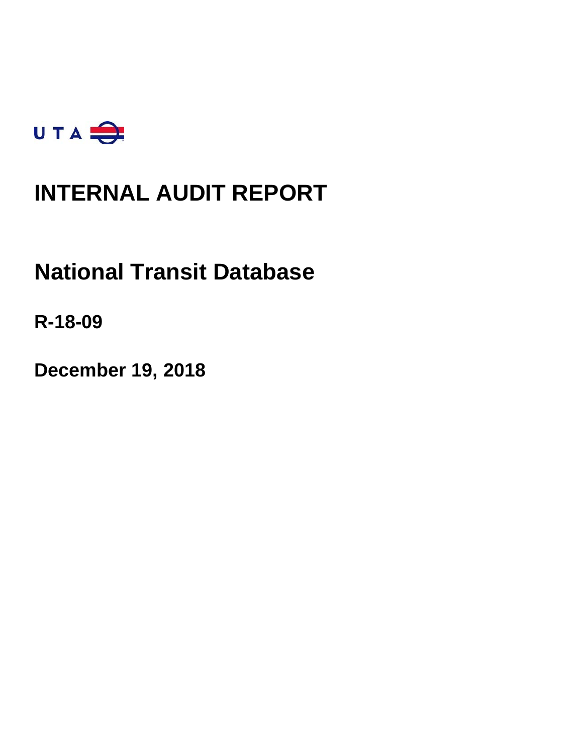UTA

# INTERNAL AUDIT REPORT

## National Transit Database

**R-18-09**

**December 19, 2018**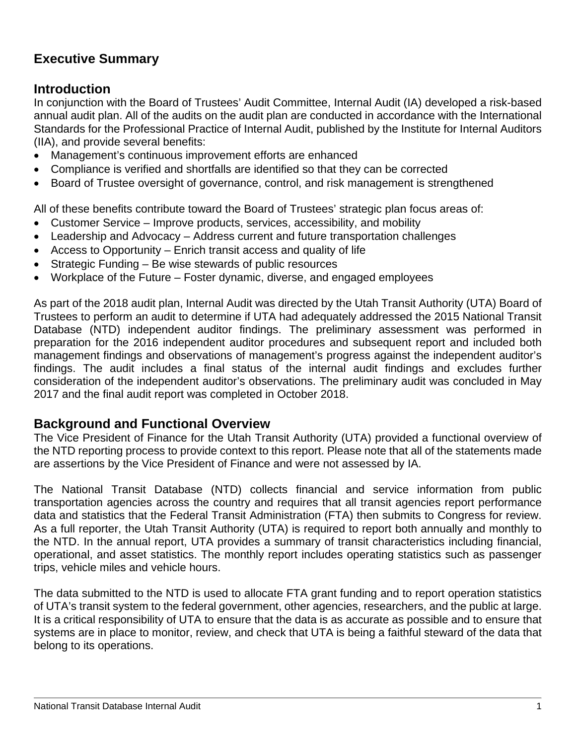# Executive Summary

## Introduction

In conjunction with the Board of Trustees' Audit Committee, Internal Audit (IA) developed a risk-based annual audit plan. All of the audits on the audit plan are conducted in accordance with the International Standards for the Professional Practice of Internal Audit, published by the Institute for Internal Auditors (IIA), and provide several benefits:

- Management's continuous improvement efforts are enhanced
- Compliance is verified and shortfalls are identified so that they can be corrected
- Board of Trustee oversight of governance, control, and risk management is strengthened

All of these benefits contribute toward the Board of Trustees' strategic plan focus areas of:

- Customer Service – Improve products, services, accessibility, and mobility
- Leadership and Advocacy – Address current and future transportation challenges
- Access to Opportunity – Enrich transit access and quality of life
- Strategic Funding – Be wise stewards of public resources
- Workplace of the Future – Foster dynamic, diverse, and engaged employees

As part of the 2018 audit plan, Internal Audit was directed by the Utah Transit Authority (UTA) Board of Trustees to perform an audit to determine if UTA had adequately addressed the 2015 National Transit Database (NTD) independent auditor findings. The preliminary assessment was performed in preparation for the 2016 independent auditor procedures and subsequent report and included both management findings and observations of management's progress against the independent auditor's findings. The audit includes a final status of the internal audit findings and excludes further consideration of the independent auditor's observations. The preliminary audit was concluded in May 2017 and the final audit report was completed in October 2018.

## Background and Functional Overview

The Vice President of Finance for the Utah Transit Authority (UTA) provided a functional overview of the NTD reporting process to provide context to this report. Please note that all of the statements made are assertions by the Vice President of Finance and were not assessed by IA.

The National Transit Database (NTD) collects financial and service information from public transportation agencies across the country and requires that all transit agencies report performance data and statistics that the Federal Transit Administration (FTA) then submits to Congress for review. As a full reporter, the Utah Transit Authority (UTA) is required to report both annually and monthly to the NTD. In the annual report, UTA provides a summary of transit characteristics including financial, operational, and asset statistics. The monthly report includes operating statistics such as passenger trips, vehicle miles and vehicle hours.

The data submitted to the NTD is used to allocate FTA grant funding and to report operation statistics of UTA's transit system to the federal government, other agencies, researchers, and the public at large. It is a critical responsibility of UTA to ensure that the data is as accurate as possible and to ensure that systems are in place to monitor, review, and check that UTA is being a faithful steward of the data that belong to its operations.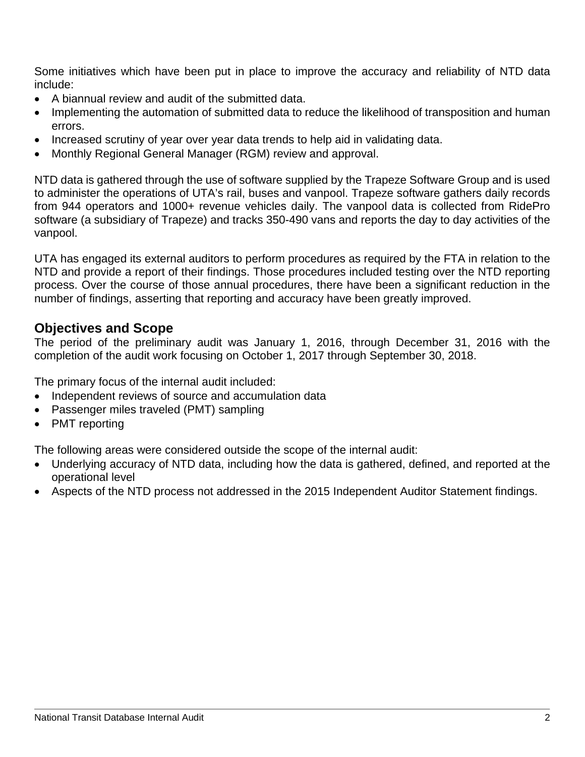Some initiatives which have been put in place to improve the accuracy and reliability of NTD data include:

- A biannual review and audit of the submitted data.
- Implementing the automation of submitted data to reduce the likelihood of transposition and human errors.
- Increased scrutiny of year over year data trends to help aid in validating data.
- Monthly Regional General Manager (RGM) review and approval.

NTD data is gathered through the use of software supplied by the Trapeze Software Group and is used to administer the operations of UTA's rail, buses and vanpool. Trapeze software gathers daily records from 944 operators and 1000+ revenue vehicles daily. The vanpool data is collected from RidePro software (a subsidiary of Trapeze) and tracks 350-490 vans and reports the day to day activities of the vanpool.

UTA has engaged its external auditors to perform procedures as required by the FTA in relation to the NTD and provide a report of their findings. Those procedures included testing over the NTD reporting process. Over the course of those annual procedures, there have been a significant reduction in the number of findings, asserting that reporting and accuracy have been greatly improved.

## Objectives and Scope

The period of the preliminary audit was January 1, 2016, through December 31, 2016 with the completion of the audit work focusing on October 1, 2017 through September 30, 2018.

The primary focus of the internal audit included:

- Independent reviews of source and accumulation data
- Passenger miles traveled (PMT) sampling
- PMT reporting

The following areas were considered outside the scope of the internal audit:

- Underlying accuracy of NTD data, including how the data is gathered, defined, and reported at the operational level
- Aspects of the NTD process not addressed in the 2015 Independent Auditor Statement findings.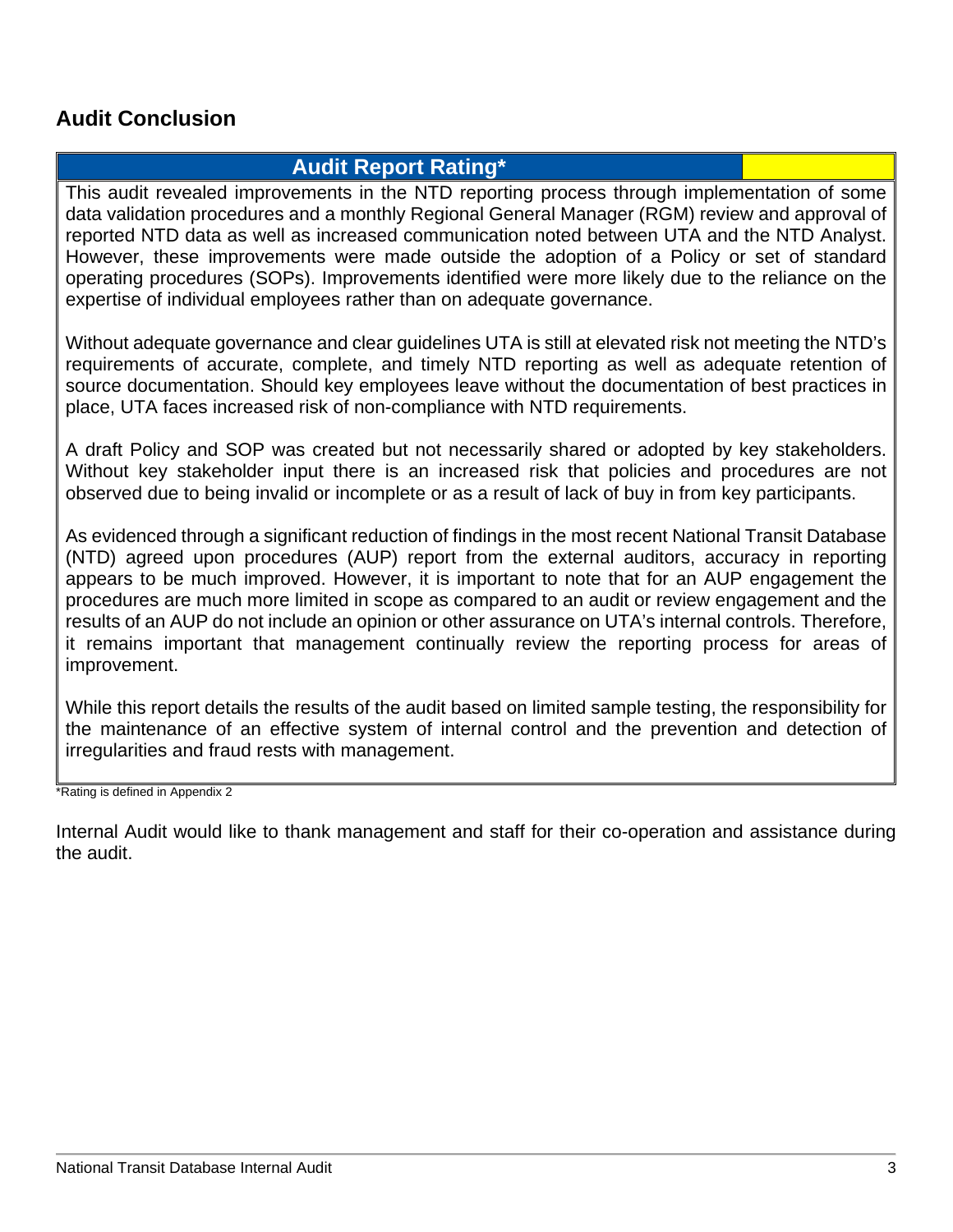## Audit Conclusion

| Audit Report Rating* | |
|---|---|

This audit revealed improvements in the NTD reporting process through implementation of some data validation procedures and a monthly Regional General Manager (RGM) review and approval of reported NTD data as well as increased communication noted between UTA and the NTD Analyst. However, these improvements were made outside the adoption of a Policy or set of standard operating procedures (SOPs). Improvements identified were more likely due to the reliance on the expertise of individual employees rather than on adequate governance.

Without adequate governance and clear guidelines UTA is still at elevated risk not meeting the NTD's requirements of accurate, complete, and timely NTD reporting as well as adequate retention of source documentation. Should key employees leave without the documentation of best practices in place, UTA faces increased risk of non-compliance with NTD requirements.

A draft Policy and SOP was created but not necessarily shared or adopted by key stakeholders. Without key stakeholder input there is an increased risk that policies and procedures are not observed due to being invalid or incomplete or as a result of lack of buy in from key participants.

As evidenced through a significant reduction of findings in the most recent National Transit Database (NTD) agreed upon procedures (AUP) report from the external auditors, accuracy in reporting appears to be much improved. However, it is important to note that for an AUP engagement the procedures are much more limited in scope as compared to an audit or review engagement and the results of an AUP do not include an opinion or other assurance on UTA's internal controls. Therefore, it remains important that management continually review the reporting process for areas of improvement.

While this report details the results of the audit based on limited sample testing, the responsibility for the maintenance of an effective system of internal control and the prevention and detection of irregularities and fraud rests with management.

*Rating is defined in Appendix 2

Internal Audit would like to thank management and staff for their co-operation and assistance during the audit.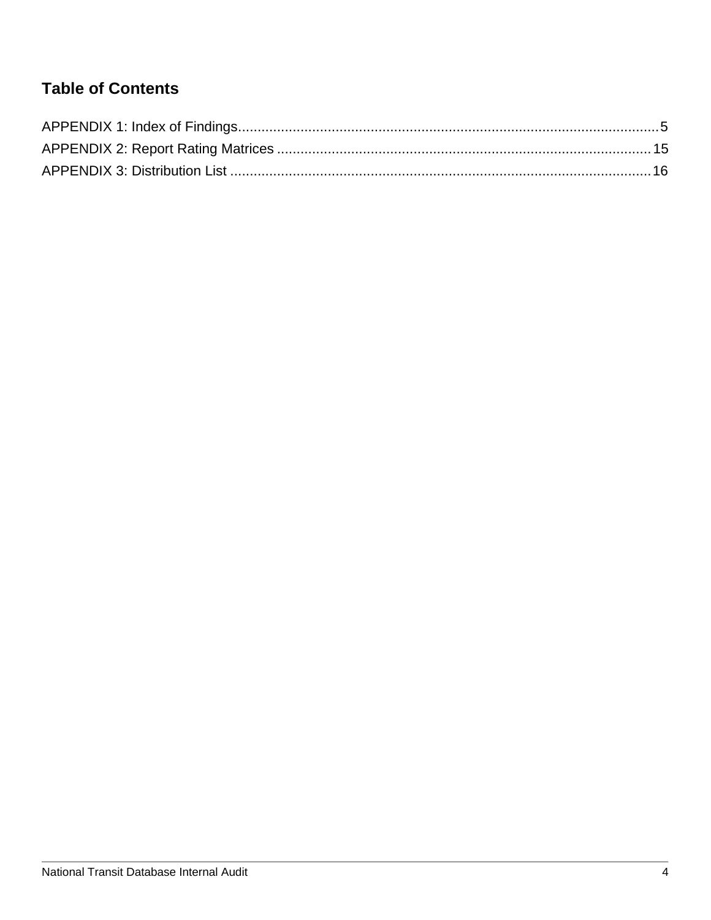## Table of Contents

APPENDIX 1: Index of Findings........................................................................................................5

APPENDIX 2: Report Rating Matrices ...........................................................................................15

APPENDIX 3: Distribution List .......................................................................................................16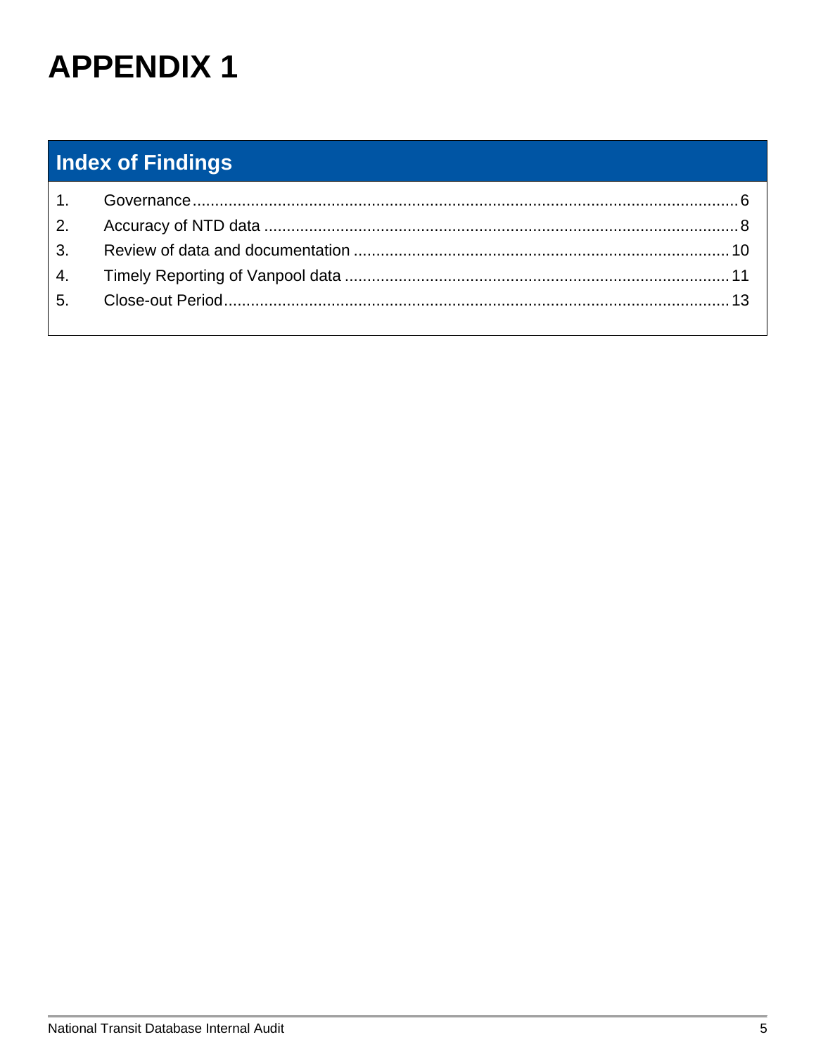# APPENDIX 1

## Index of Findings

1. Governance ........................................................................................................................ 6
2. Accuracy of NTD data ........................................................................................................ 8
3. Review of data and documentation .................................................................................. 10
4. Timely Reporting of Vanpool data .................................................................................... 11
5. Close-out Period ............................................................................................................... 13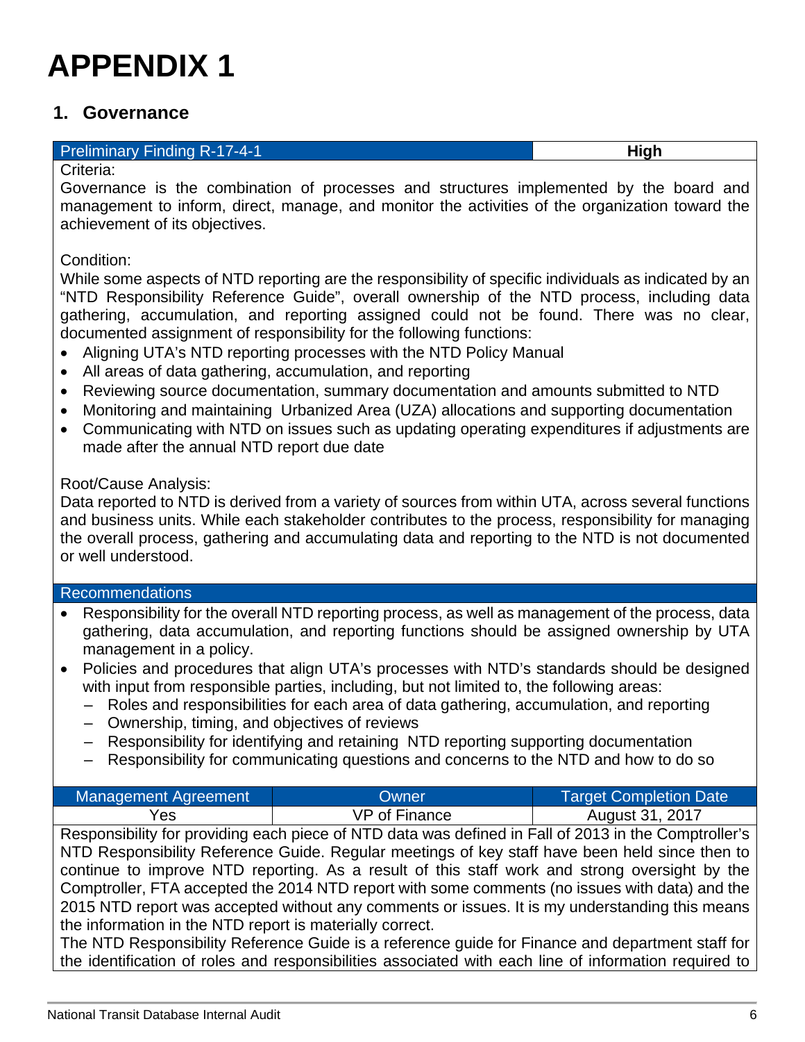# APPENDIX 1

## 1. Governance

| Preliminary Finding R-17-4-1 | High |
|---|---|

Criteria:

Governance is the combination of processes and structures implemented by the board and management to inform, direct, manage, and monitor the activities of the organization toward the achievement of its objectives.

Condition:

While some aspects of NTD reporting are the responsibility of specific individuals as indicated by an "NTD Responsibility Reference Guide", overall ownership of the NTD process, including data gathering, accumulation, and reporting assigned could not be found. There was no clear, documented assignment of responsibility for the following functions:

- Aligning UTA's NTD reporting processes with the NTD Policy Manual
- All areas of data gathering, accumulation, and reporting
- Reviewing source documentation, summary documentation and amounts submitted to NTD
- Monitoring and maintaining Urbanized Area (UZA) allocations and supporting documentation
- Communicating with NTD on issues such as updating operating expenditures if adjustments are made after the annual NTD report due date

Root/Cause Analysis:

Data reported to NTD is derived from a variety of sources from within UTA, across several functions and business units. While each stakeholder contributes to the process, responsibility for managing the overall process, gathering and accumulating data and reporting to the NTD is not documented or well understood.

### Recommendations

- Responsibility for the overall NTD reporting process, as well as management of the process, data gathering, data accumulation, and reporting functions should be assigned ownership by UTA management in a policy.
- Policies and procedures that align UTA's processes with NTD's standards should be designed with input from responsible parties, including, but not limited to, the following areas:
  - Roles and responsibilities for each area of data gathering, accumulation, and reporting
  - Ownership, timing, and objectives of reviews
  - Responsibility for identifying and retaining NTD reporting supporting documentation
  - Responsibility for communicating questions and concerns to the NTD and how to do so

| Management Agreement | Owner | Target Completion Date |
|---|---|---|
| Yes | VP of Finance | August 31, 2017 |

Responsibility for providing each piece of NTD data was defined in Fall of 2013 in the Comptroller's NTD Responsibility Reference Guide. Regular meetings of key staff have been held since then to continue to improve NTD reporting. As a result of this staff work and strong oversight by the Comptroller, FTA accepted the 2014 NTD report with some comments (no issues with data) and the 2015 NTD report was accepted without any comments or issues. It is my understanding this means the information in the NTD report is materially correct.

The NTD Responsibility Reference Guide is a reference guide for Finance and department staff for the identification of roles and responsibilities associated with each line of information required to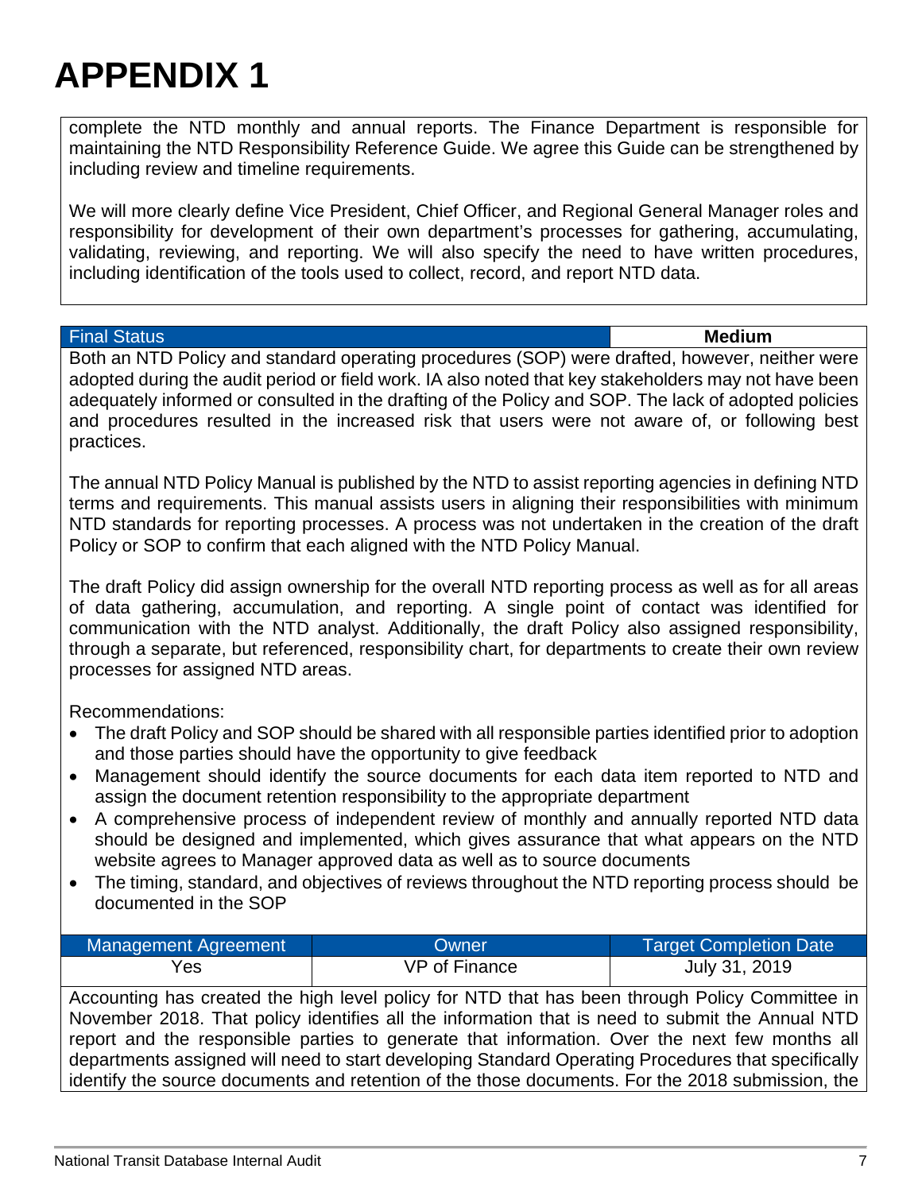# APPENDIX 1

complete the NTD monthly and annual reports. The Finance Department is responsible for maintaining the NTD Responsibility Reference Guide. We agree this Guide can be strengthened by including review and timeline requirements.

We will more clearly define Vice President, Chief Officer, and Regional General Manager roles and responsibility for development of their own department's processes for gathering, accumulating, validating, reviewing, and reporting. We will also specify the need to have written procedures, including identification of the tools used to collect, record, and report NTD data.

| Final Status | **Medium** |
|---|---|

Both an NTD Policy and standard operating procedures (SOP) were drafted, however, neither were adopted during the audit period or field work. IA also noted that key stakeholders may not have been adequately informed or consulted in the drafting of the Policy and SOP. The lack of adopted policies and procedures resulted in the increased risk that users were not aware of, or following best practices.

The annual NTD Policy Manual is published by the NTD to assist reporting agencies in defining NTD terms and requirements. This manual assists users in aligning their responsibilities with minimum NTD standards for reporting processes. A process was not undertaken in the creation of the draft Policy or SOP to confirm that each aligned with the NTD Policy Manual.

The draft Policy did assign ownership for the overall NTD reporting process as well as for all areas of data gathering, accumulation, and reporting. A single point of contact was identified for communication with the NTD analyst. Additionally, the draft Policy also assigned responsibility, through a separate, but referenced, responsibility chart, for departments to create their own review processes for assigned NTD areas.

Recommendations:

- The draft Policy and SOP should be shared with all responsible parties identified prior to adoption and those parties should have the opportunity to give feedback
- Management should identify the source documents for each data item reported to NTD and assign the document retention responsibility to the appropriate department
- A comprehensive process of independent review of monthly and annually reported NTD data should be designed and implemented, which gives assurance that what appears on the NTD website agrees to Manager approved data as well as to source documents
- The timing, standard, and objectives of reviews throughout the NTD reporting process should be documented in the SOP

| Management Agreement | Owner | Target Completion Date |
|---|---|---|
| Yes | VP of Finance | July 31, 2019 |

Accounting has created the high level policy for NTD that has been through Policy Committee in November 2018. That policy identifies all the information that is need to submit the Annual NTD report and the responsible parties to generate that information. Over the next few months all departments assigned will need to start developing Standard Operating Procedures that specifically identify the source documents and retention of the those documents. For the 2018 submission, the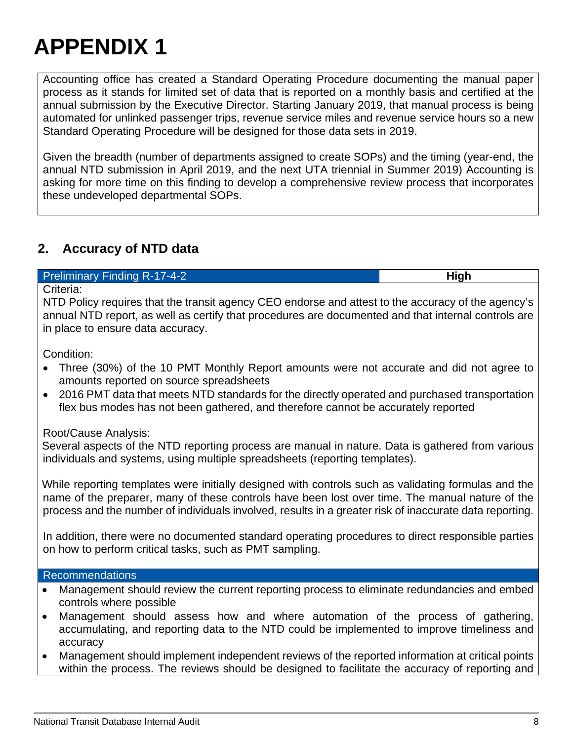# APPENDIX 1

Accounting office has created a Standard Operating Procedure documenting the manual paper process as it stands for limited set of data that is reported on a monthly basis and certified at the annual submission by the Executive Director. Starting January 2019, that manual process is being automated for unlinked passenger trips, revenue service miles and revenue service hours so a new Standard Operating Procedure will be designed for those data sets in 2019.

Given the breadth (number of departments assigned to create SOPs) and the timing (year-end, the annual NTD submission in April 2019, and the next UTA triennial in Summer 2019) Accounting is asking for more time on this finding to develop a comprehensive review process that incorporates these undeveloped departmental SOPs.

## 2. Accuracy of NTD data

| Preliminary Finding R-17-4-2 | High |
| --- | --- |

Criteria:

NTD Policy requires that the transit agency CEO endorse and attest to the accuracy of the agency's annual NTD report, as well as certify that procedures are documented and that internal controls are in place to ensure data accuracy.

Condition:

- Three (30%) of the 10 PMT Monthly Report amounts were not accurate and did not agree to amounts reported on source spreadsheets
- 2016 PMT data that meets NTD standards for the directly operated and purchased transportation flex bus modes has not been gathered, and therefore cannot be accurately reported

Root/Cause Analysis:

Several aspects of the NTD reporting process are manual in nature. Data is gathered from various individuals and systems, using multiple spreadsheets (reporting templates).

While reporting templates were initially designed with controls such as validating formulas and the name of the preparer, many of these controls have been lost over time. The manual nature of the process and the number of individuals involved, results in a greater risk of inaccurate data reporting.

In addition, there were no documented standard operating procedures to direct responsible parties on how to perform critical tasks, such as PMT sampling.

**Recommendations**

- Management should review the current reporting process to eliminate redundancies and embed controls where possible
- Management should assess how and where automation of the process of gathering, accumulating, and reporting data to the NTD could be implemented to improve timeliness and accuracy
- Management should implement independent reviews of the reported information at critical points within the process. The reviews should be designed to facilitate the accuracy of reporting and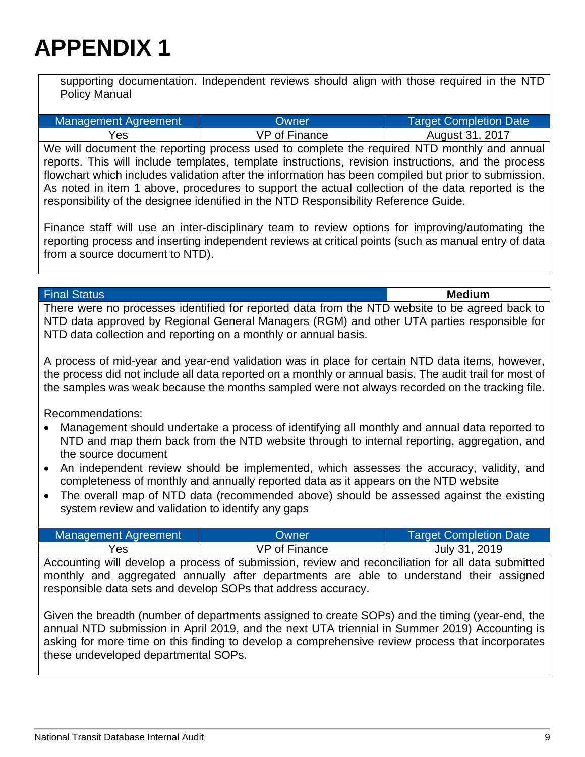# APPENDIX 1

supporting documentation. Independent reviews should align with those required in the NTD Policy Manual

| Management Agreement | Owner | Target Completion Date |
| --- | --- | --- |
| Yes | VP of Finance | August 31, 2017 |

We will document the reporting process used to complete the required NTD monthly and annual reports. This will include templates, template instructions, revision instructions, and the process flowchart which includes validation after the information has been compiled but prior to submission. As noted in item 1 above, procedures to support the actual collection of the data reported is the responsibility of the designee identified in the NTD Responsibility Reference Guide.

Finance staff will use an inter-disciplinary team to review options for improving/automating the reporting process and inserting independent reviews at critical points (such as manual entry of data from a source document to NTD).

| Final Status | Medium |
| --- | --- |

There were no processes identified for reported data from the NTD website to be agreed back to NTD data approved by Regional General Managers (RGM) and other UTA parties responsible for NTD data collection and reporting on a monthly or annual basis.

A process of mid-year and year-end validation was in place for certain NTD data items, however, the process did not include all data reported on a monthly or annual basis. The audit trail for most of the samples was weak because the months sampled were not always recorded on the tracking file.

Recommendations:

- Management should undertake a process of identifying all monthly and annual data reported to NTD and map them back from the NTD website through to internal reporting, aggregation, and the source document
- An independent review should be implemented, which assesses the accuracy, validity, and completeness of monthly and annually reported data as it appears on the NTD website
- The overall map of NTD data (recommended above) should be assessed against the existing system review and validation to identify any gaps

| Management Agreement | Owner | Target Completion Date |
| --- | --- | --- |
| Yes | VP of Finance | July 31, 2019 |

Accounting will develop a process of submission, review and reconciliation for all data submitted monthly and aggregated annually after departments are able to understand their assigned responsible data sets and develop SOPs that address accuracy.

Given the breadth (number of departments assigned to create SOPs) and the timing (year-end, the annual NTD submission in April 2019, and the next UTA triennial in Summer 2019) Accounting is asking for more time on this finding to develop a comprehensive review process that incorporates these undeveloped departmental SOPs.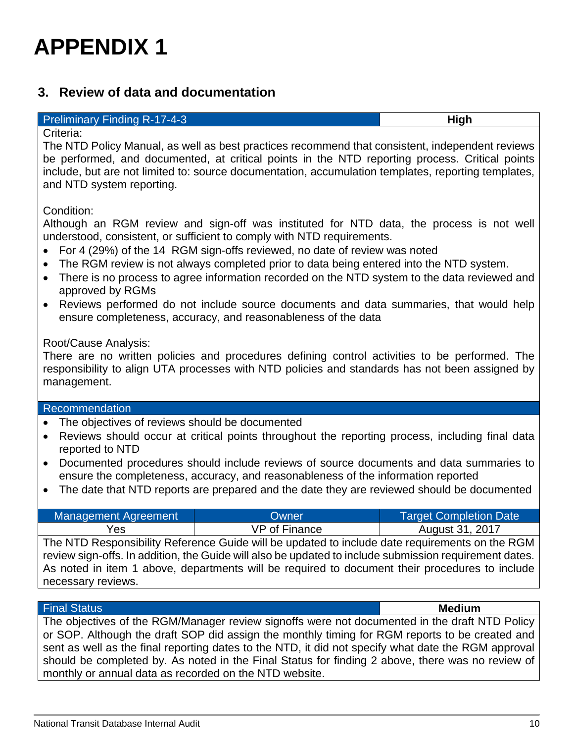# APPENDIX 1

## 3. Review of data and documentation

| Preliminary Finding R-17-4-3 | High |
|---|---|

Criteria:

The NTD Policy Manual, as well as best practices recommend that consistent, independent reviews be performed, and documented, at critical points in the NTD reporting process. Critical points include, but are not limited to: source documentation, accumulation templates, reporting templates, and NTD system reporting.

Condition:

Although an RGM review and sign-off was instituted for NTD data, the process is not well understood, consistent, or sufficient to comply with NTD requirements.

- For 4 (29%) of the 14 RGM sign-offs reviewed, no date of review was noted
- The RGM review is not always completed prior to data being entered into the NTD system.
- There is no process to agree information recorded on the NTD system to the data reviewed and approved by RGMs
- Reviews performed do not include source documents and data summaries, that would help ensure completeness, accuracy, and reasonableness of the data

Root/Cause Analysis:

There are no written policies and procedures defining control activities to be performed. The responsibility to align UTA processes with NTD policies and standards has not been assigned by management.

**Recommendation**

- The objectives of reviews should be documented
- Reviews should occur at critical points throughout the reporting process, including final data reported to NTD
- Documented procedures should include reviews of source documents and data summaries to ensure the completeness, accuracy, and reasonableness of the information reported
- The date that NTD reports are prepared and the date they are reviewed should be documented

| Management Agreement | Owner | Target Completion Date |
|---|---|---|
| Yes | VP of Finance | August 31, 2017 |

The NTD Responsibility Reference Guide will be updated to include date requirements on the RGM review sign-offs. In addition, the Guide will also be updated to include submission requirement dates. As noted in item 1 above, departments will be required to document their procedures to include necessary reviews.

| Final Status | Medium |
|---|---|

The objectives of the RGM/Manager review signoffs were not documented in the draft NTD Policy or SOP. Although the draft SOP did assign the monthly timing for RGM reports to be created and sent as well as the final reporting dates to the NTD, it did not specify what date the RGM approval should be completed by. As noted in the Final Status for finding 2 above, there was no review of monthly or annual data as recorded on the NTD website.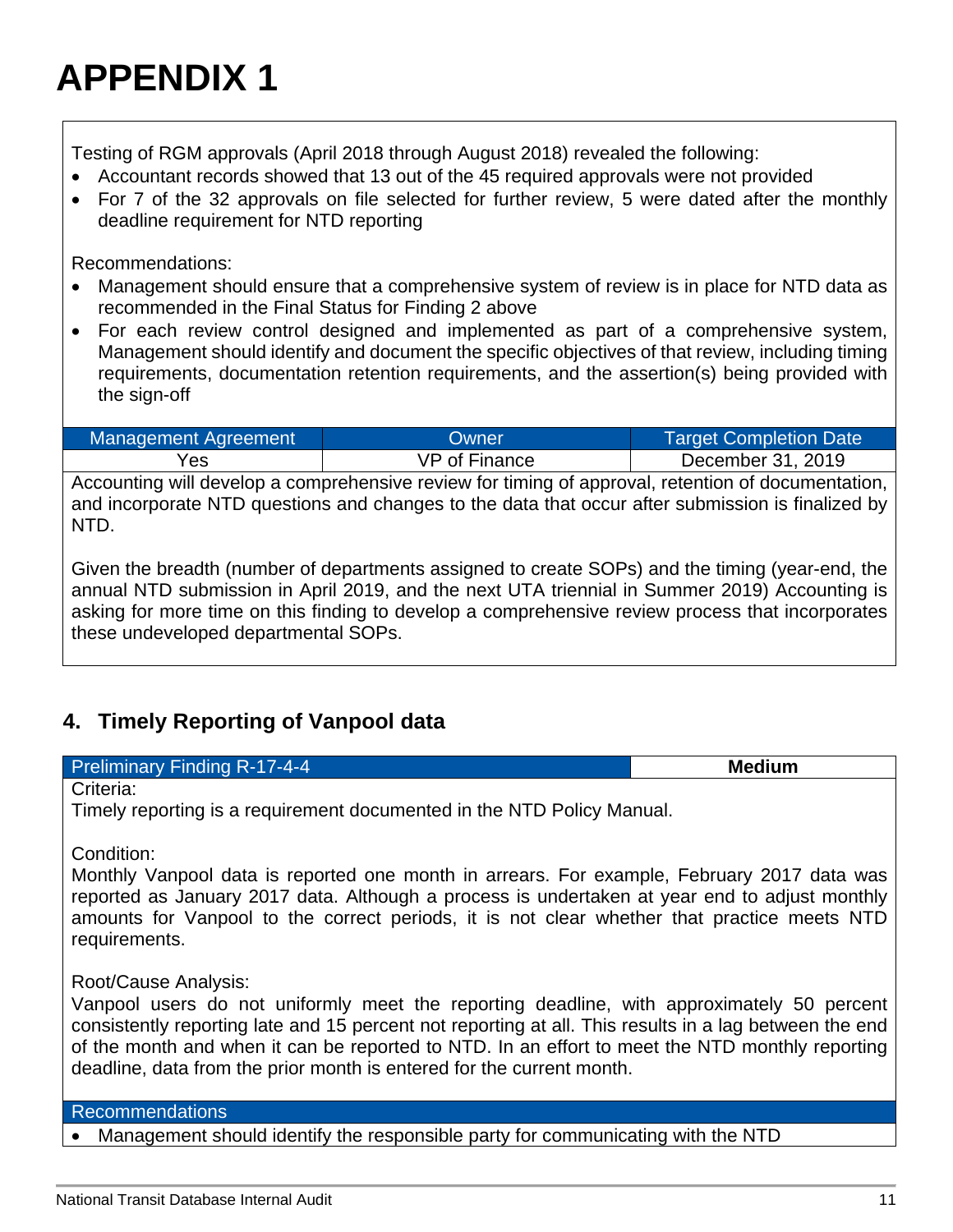# APPENDIX 1

Testing of RGM approvals (April 2018 through August 2018) revealed the following:

- Accountant records showed that 13 out of the 45 required approvals were not provided
- For 7 of the 32 approvals on file selected for further review, 5 were dated after the monthly deadline requirement for NTD reporting

Recommendations:

- Management should ensure that a comprehensive system of review is in place for NTD data as recommended in the Final Status for Finding 2 above
- For each review control designed and implemented as part of a comprehensive system, Management should identify and document the specific objectives of that review, including timing requirements, documentation retention requirements, and the assertion(s) being provided with the sign-off

| Management Agreement | Owner | Target Completion Date |
|---|---|---|
| Yes | VP of Finance | December 31, 2019 |

Accounting will develop a comprehensive review for timing of approval, retention of documentation, and incorporate NTD questions and changes to the data that occur after submission is finalized by NTD.

Given the breadth (number of departments assigned to create SOPs) and the timing (year-end, the annual NTD submission in April 2019, and the next UTA triennial in Summer 2019) Accounting is asking for more time on this finding to develop a comprehensive review process that incorporates these undeveloped departmental SOPs.

## 4. Timely Reporting of Vanpool data

| Preliminary Finding R-17-4-4 | **Medium** |
|---|---|

Criteria:
Timely reporting is a requirement documented in the NTD Policy Manual.

Condition:
Monthly Vanpool data is reported one month in arrears. For example, February 2017 data was reported as January 2017 data. Although a process is undertaken at year end to adjust monthly amounts for Vanpool to the correct periods, it is not clear whether that practice meets NTD requirements.

Root/Cause Analysis:
Vanpool users do not uniformly meet the reporting deadline, with approximately 50 percent consistently reporting late and 15 percent not reporting at all. This results in a lag between the end of the month and when it can be reported to NTD. In an effort to meet the NTD monthly reporting deadline, data from the prior month is entered for the current month.

Recommendations

- Management should identify the responsible party for communicating with the NTD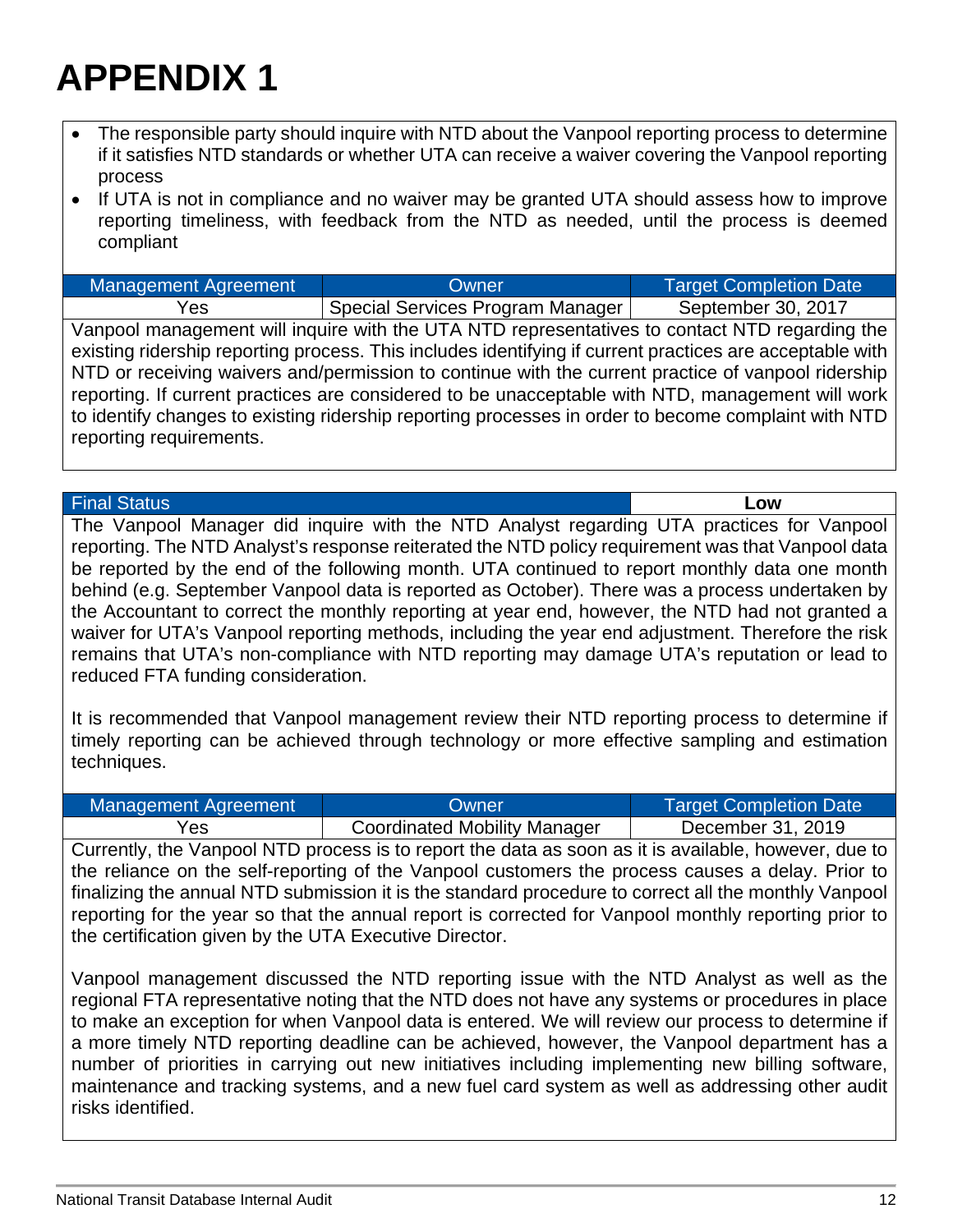# APPENDIX 1

- The responsible party should inquire with NTD about the Vanpool reporting process to determine if it satisfies NTD standards or whether UTA can receive a waiver covering the Vanpool reporting process
- If UTA is not in compliance and no waiver may be granted UTA should assess how to improve reporting timeliness, with feedback from the NTD as needed, until the process is deemed compliant

| Management Agreement | Owner | Target Completion Date |
|---|---|---|
| Yes | Special Services Program Manager | September 30, 2017 |

Vanpool management will inquire with the UTA NTD representatives to contact NTD regarding the existing ridership reporting process. This includes identifying if current practices are acceptable with NTD or receiving waivers and/or permission to continue with the current practice of vanpool ridership reporting. If current practices are considered to be unacceptable with NTD, management will work to identify changes to existing ridership reporting processes in order to become complaint with NTD reporting requirements.

| Final Status | **Low** |
|---|---|

The Vanpool Manager did inquire with the NTD Analyst regarding UTA practices for Vanpool reporting. The NTD Analyst's response reiterated the NTD policy requirement was that Vanpool data be reported by the end of the following month. UTA continued to report monthly data one month behind (e.g. September Vanpool data is reported as October). There was a process undertaken by the Accountant to correct the monthly reporting at year end, however, the NTD had not granted a waiver for UTA's Vanpool reporting methods, including the year end adjustment. Therefore the risk remains that UTA's non-compliance with NTD reporting may damage UTA's reputation or lead to reduced FTA funding consideration.

It is recommended that Vanpool management review their NTD reporting process to determine if timely reporting can be achieved through technology or more effective sampling and estimation techniques.

| Management Agreement | Owner | Target Completion Date |
|---|---|---|
| Yes | Coordinated Mobility Manager | December 31, 2019 |

Currently, the Vanpool NTD process is to report the data as soon as it is available, however, due to the reliance on the self-reporting of the Vanpool customers the process causes a delay. Prior to finalizing the annual NTD submission it is the standard procedure to correct all the monthly Vanpool reporting for the year so that the annual report is corrected for Vanpool monthly reporting prior to the certification given by the UTA Executive Director.

Vanpool management discussed the NTD reporting issue with the NTD Analyst as well as the regional FTA representative noting that the NTD does not have any systems or procedures in place to make an exception for when Vanpool data is entered. We will review our process to determine if a more timely NTD reporting deadline can be achieved, however, the Vanpool department has a number of priorities in carrying out new initiatives including implementing new billing software, maintenance and tracking systems, and a new fuel card system as well as addressing other audit risks identified.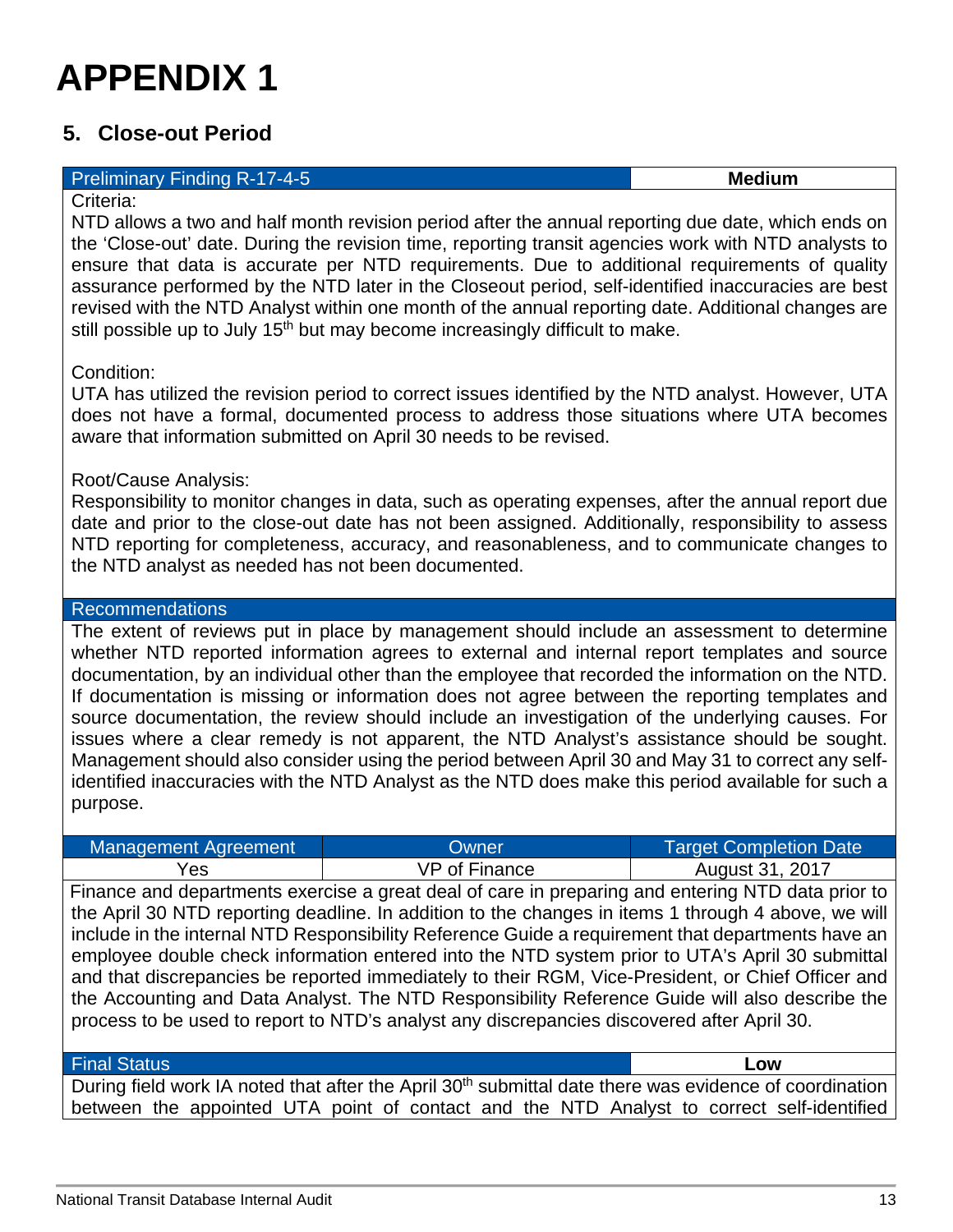# APPENDIX 1

## 5. Close-out Period

| Preliminary Finding R-17-4-5 | Medium |
|---|---|

Criteria:

NTD allows a two and half month revision period after the annual reporting due date, which ends on the 'Close-out' date. During the revision time, reporting transit agencies work with NTD analysts to ensure that data is accurate per NTD requirements. Due to additional requirements of quality assurance performed by the NTD later in the Closeout period, self-identified inaccuracies are best revised with the NTD Analyst within one month of the annual reporting date. Additional changes are still possible up to July 15th but may become increasingly difficult to make.

Condition:

UTA has utilized the revision period to correct issues identified by the NTD analyst. However, UTA does not have a formal, documented process to address those situations where UTA becomes aware that information submitted on April 30 needs to be revised.

Root/Cause Analysis:

Responsibility to monitor changes in data, such as operating expenses, after the annual report due date and prior to the close-out date has not been assigned. Additionally, responsibility to assess NTD reporting for completeness, accuracy, and reasonableness, and to communicate changes to the NTD analyst as needed has not been documented.

**Recommendations**

The extent of reviews put in place by management should include an assessment to determine whether NTD reported information agrees to external and internal report templates and source documentation, by an individual other than the employee that recorded the information on the NTD. If documentation is missing or information does not agree between the reporting templates and source documentation, the review should include an investigation of the underlying causes. For issues where a clear remedy is not apparent, the NTD Analyst's assistance should be sought. Management should also consider using the period between April 30 and May 31 to correct any self-identified inaccuracies with the NTD Analyst as the NTD does make this period available for such a purpose.

| Management Agreement | Owner | Target Completion Date |
|---|---|---|
| Yes | VP of Finance | August 31, 2017 |

Finance and departments exercise a great deal of care in preparing and entering NTD data prior to the April 30 NTD reporting deadline. In addition to the changes in items 1 through 4 above, we will include in the internal NTD Responsibility Reference Guide a requirement that departments have an employee double check information entered into the NTD system prior to UTA's April 30 submittal and that discrepancies be reported immediately to their RGM, Vice-President, or Chief Officer and the Accounting and Data Analyst. The NTD Responsibility Reference Guide will also describe the process to be used to report to NTD's analyst any discrepancies discovered after April 30.

| Final Status | Low |
|---|---|

During field work IA noted that after the April 30th submittal date there was evidence of coordination between the appointed UTA point of contact and the NTD Analyst to correct self-identified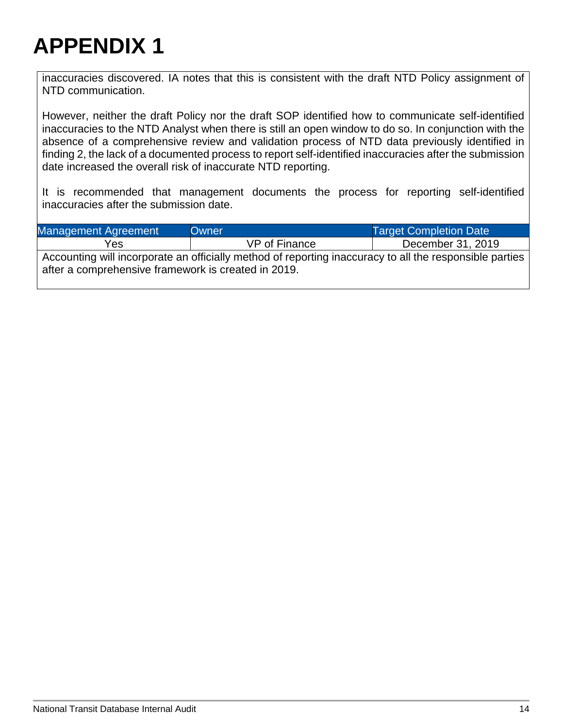# APPENDIX 1

inaccuracies discovered. IA notes that this is consistent with the draft NTD Policy assignment of NTD communication.

However, neither the draft Policy nor the draft SOP identified how to communicate self-identified inaccuracies to the NTD Analyst when there is still an open window to do so. In conjunction with the absence of a comprehensive review and validation process of NTD data previously identified in finding 2, the lack of a documented process to report self-identified inaccuracies after the submission date increased the overall risk of inaccurate NTD reporting.

It is recommended that management documents the process for reporting self-identified inaccuracies after the submission date.

| Management Agreement | Owner | Target Completion Date |
|---|---|---|
| Yes | VP of Finance | December 31, 2019 |

Accounting will incorporate an officially method of reporting inaccuracy to all the responsible parties after a comprehensive framework is created in 2019.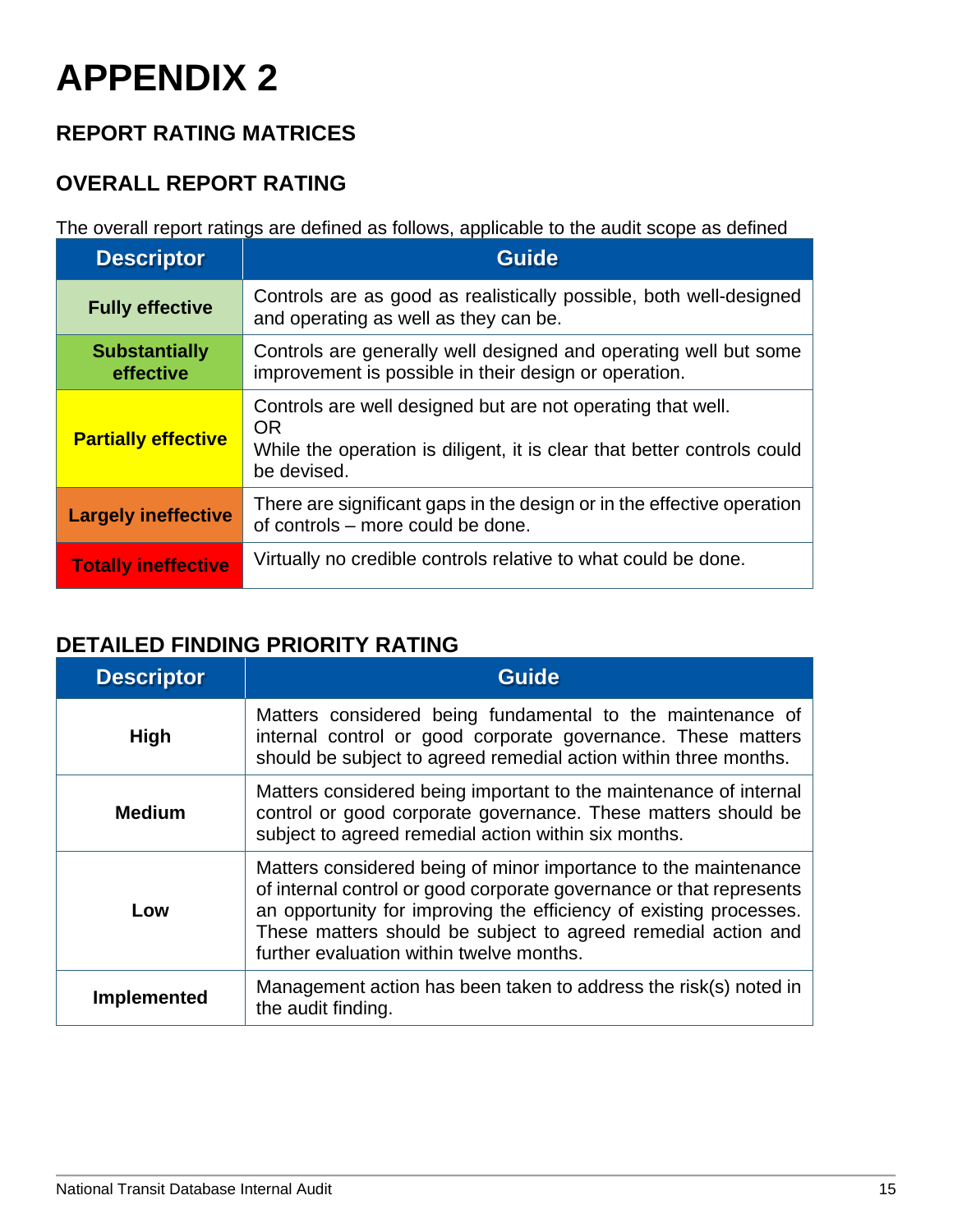# APPENDIX 2

## REPORT RATING MATRICES

## OVERALL REPORT RATING

The overall report ratings are defined as follows, applicable to the audit scope as defined

| Descriptor | Guide |
|---|---|
| **Fully effective** | Controls are as good as realistically possible, both well-designed and operating as well as they can be. |
| **Substantially effective** | Controls are generally well designed and operating well but some improvement is possible in their design or operation. |
| **Partially effective** | Controls are well designed but are not operating that well.<br>OR<br>While the operation is diligent, it is clear that better controls could be devised. |
| **Largely ineffective** | There are significant gaps in the design or in the effective operation of controls – more could be done. |
| **Totally ineffective** | Virtually no credible controls relative to what could be done. |

## DETAILED FINDING PRIORITY RATING

| Descriptor | Guide |
|---|---|
| **High** | Matters considered being fundamental to the maintenance of internal control or good corporate governance. These matters should be subject to agreed remedial action within three months. |
| **Medium** | Matters considered being important to the maintenance of internal control or good corporate governance. These matters should be subject to agreed remedial action within six months. |
| **Low** | Matters considered being of minor importance to the maintenance of internal control or good corporate governance or that represents an opportunity for improving the efficiency of existing processes. These matters should be subject to agreed remedial action and further evaluation within twelve months. |
| **Implemented** | Management action has been taken to address the risk(s) noted in the audit finding. |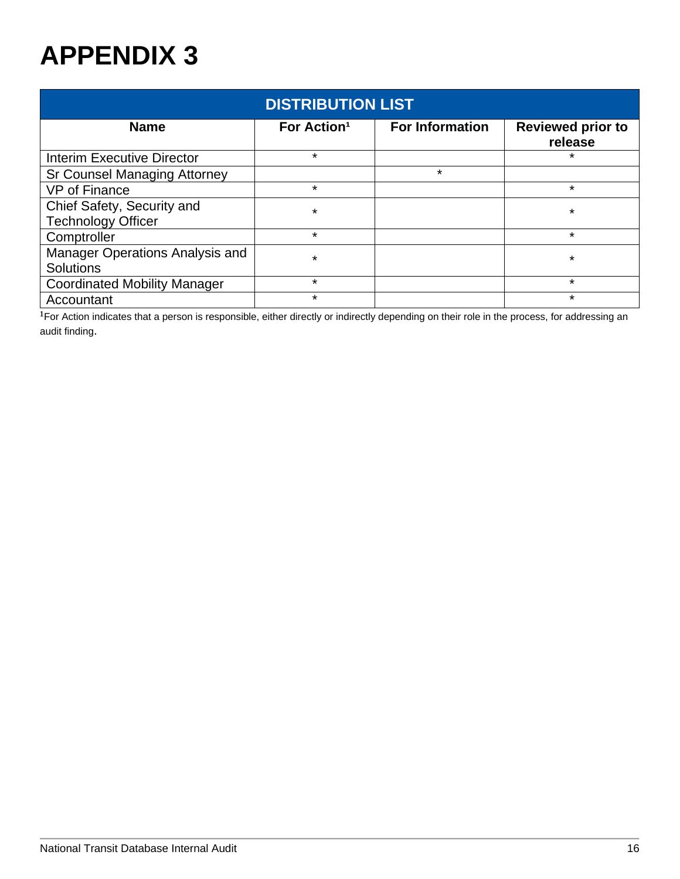# APPENDIX 3

| DISTRIBUTION LIST | | | |
|---|---|---|---|
| **Name** | **For Action**[1] | **For Information** | **Reviewed prior to release** |
| Interim Executive Director | * | | * |
| Sr Counsel Managing Attorney | | * | |
| VP of Finance | * | | * |
| Chief Safety, Security and Technology Officer | * | | * |
| Comptroller | * | | * |
| Manager Operations Analysis and Solutions | * | | * |
| Coordinated Mobility Manager | * | | * |
| Accountant | * | | * |

[1]For Action indicates that a person is responsible, either directly or indirectly depending on their role in the process, for addressing an audit finding.